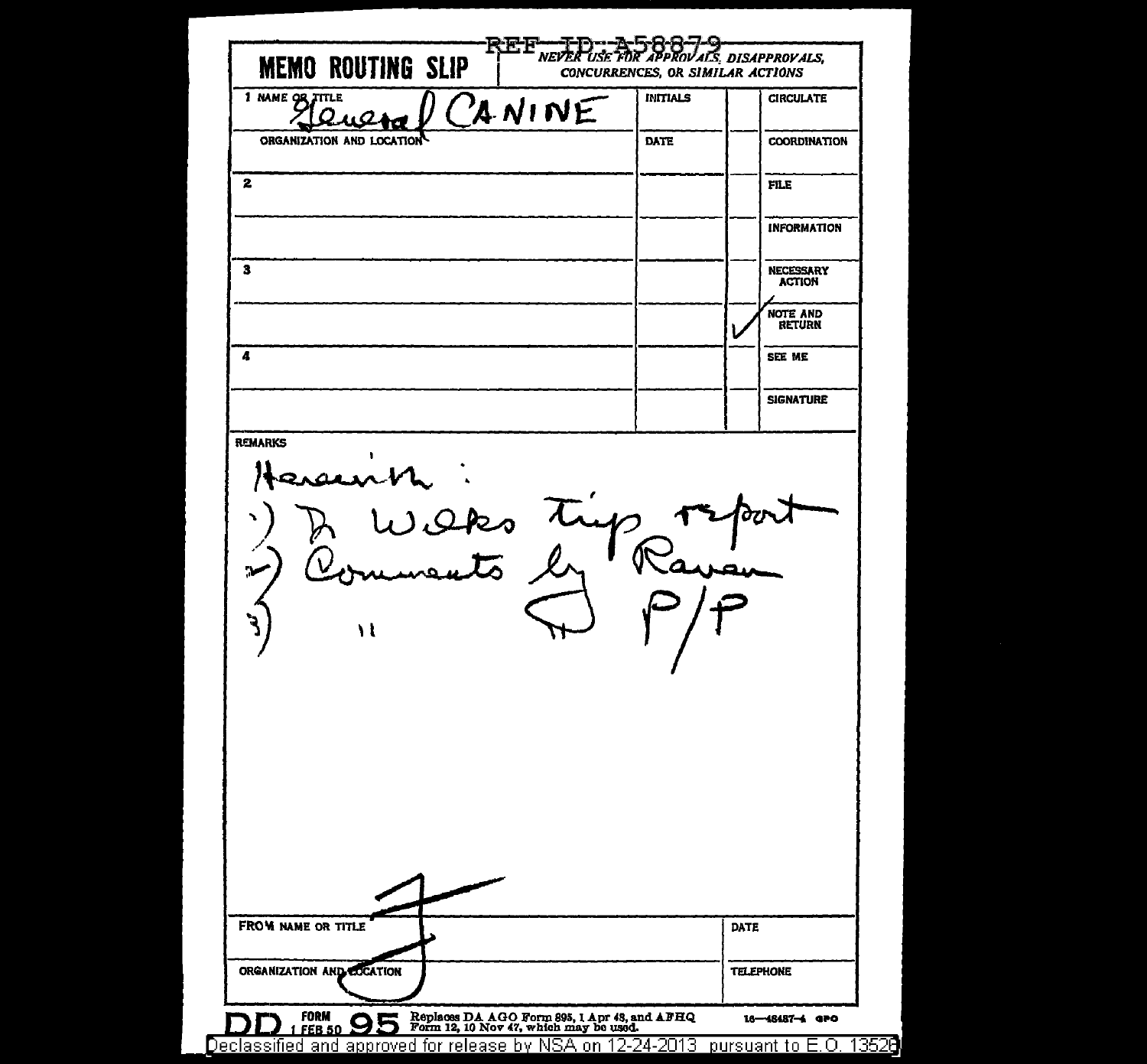REF ID:A58879

**MEMO ROUTING SLIP**

*NEVER USE FOR APPROVALS, DISAPPROVALS, CONCURRENCES, OR SIMILAR ACTIONS*

| 1 NAME OR TITLE | INITIALS | | CIRCULATE |
|---|---|---|---|
| General CANINE | | | |
| ORGANIZATION AND LOCATION | DATE | | COORDINATION |
| 2 | | | FILE |
| | | | INFORMATION |
| 3 | | | NECESSARY ACTION |
| | | ✓ | NOTE AND RETURN |
| 4 | | | SEE ME |
| | | | SIGNATURE |

REMARKS

Herewith:
1) Dr Wilks trip report
2) Comments by Raven
3) " " P/P

| FROM NAME OR TITLE | DATE |
|---|---|
| J | |
| ORGANIZATION AND LOCATION | TELEPHONE |
| | |

DD FORM 95, 1 FEB 50 — Replaces DA AGO Form 895, 1 Apr 48, and AFHQ Form 12, 10 Nov 47, which may be used. 16—48487-4 GPO

Declassified and approved for release by NSA on 12-24-2013 pursuant to E.O. 13526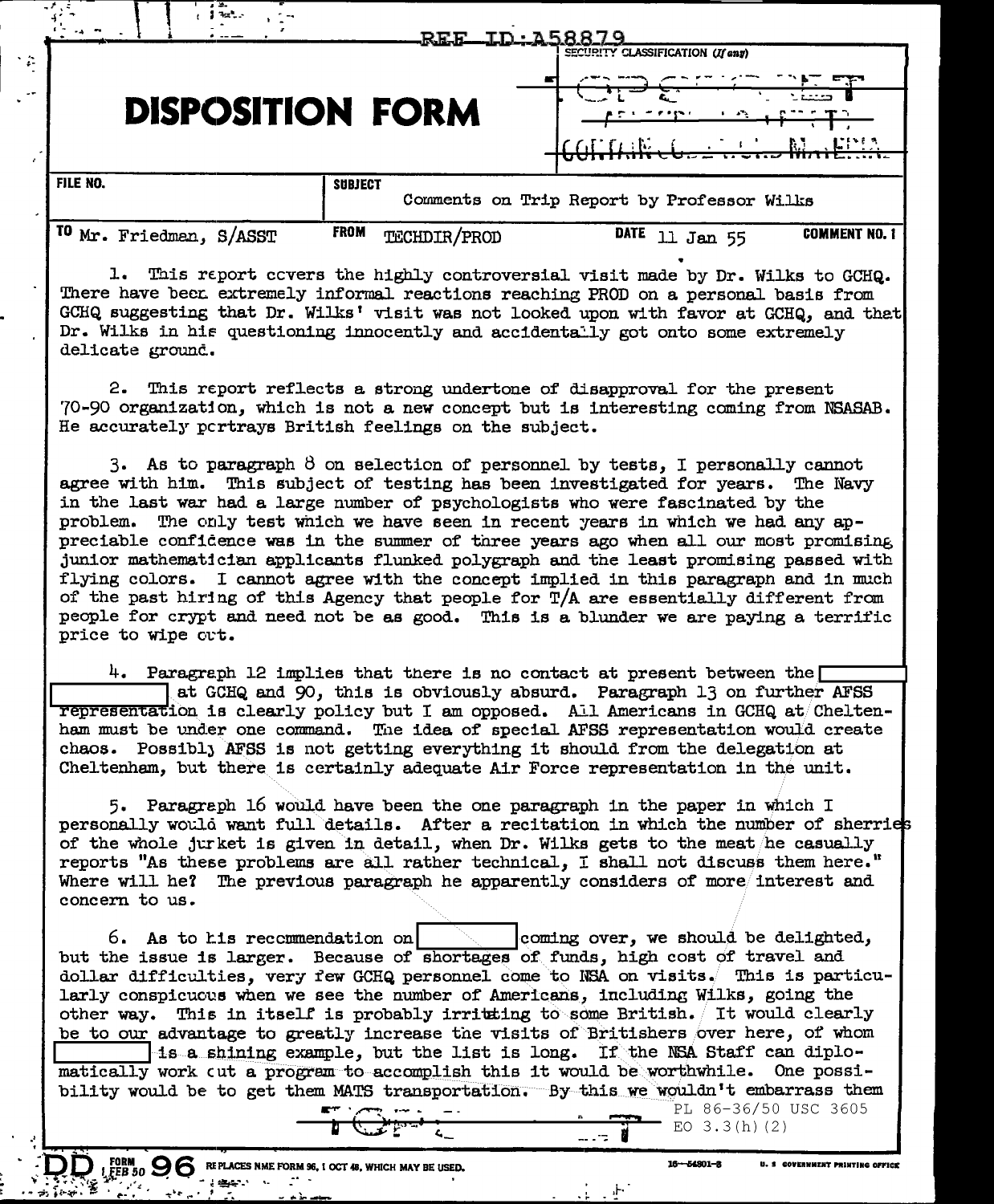REF ID:A58879

SECURITY CLASSIFICATION (If any)

# DISPOSITION FORM

| FILE NO. | SUBJECT | | |
|---|---|---|---|
| | Comments on Trip Report by Professor Wilks | | |
| TO Mr. Friedman, S/ASST | FROM TECHDIR/PROD | DATE 11 Jan 55 | COMMENT NO. 1 |

1. This report covers the highly controversial visit made by Dr. Wilks to GCHQ. There have been extremely informal reactions reaching PROD on a personal basis from GCHQ suggesting that Dr. Wilks' visit was not looked upon with favor at GCHQ, and that Dr. Wilks in his questioning innocently and accidentally got onto some extremely delicate ground.

2. This report reflects a strong undertone of disapproval for the present 70-90 organization, which is not a new concept but is interesting coming from NSASAB. He accurately portrays British feelings on the subject.

3. As to paragraph 8 on selection of personnel by tests, I personally cannot agree with him. This subject of testing has been investigated for years. The Navy in the last war had a large number of psychologists who were fascinated by the problem. The only test which we have seen in recent years in which we had any appreciable confidence was in the summer of three years ago when all our most promising junior mathematician applicants flunked polygraph and the least promising passed with flying colors. I cannot agree with the concept implied in this paragraph and in much of the past hiring of this Agency that people for T/A are essentially different from people for crypt and need not be as good. This is a blunder we are paying a terrific price to wipe out.

4. Paragraph 12 implies that there is no contact at present between the [REDACTED] at GCHQ and 90, this is obviously absurd. Paragraph 13 on further AFSS representation is clearly policy but I am opposed. All Americans in GCHQ at Cheltenham must be under one command. The idea of special AFSS representation would create chaos. Possibly AFSS is not getting everything it should from the delegation at Cheltenham, but there is certainly adequate Air Force representation in the unit.

5. Paragraph 16 would have been the one paragraph in the paper in which I personally would want full details. After a recitation in which the number of sherries of the whole jurket is given in detail, when Dr. Wilks gets to the meat he casually reports "As these problems are all rather technical, I shall not discuss them here." Where will he? The previous paragraph he apparently considers of more interest and concern to us.

6. As to his recommendation on [REDACTED] coming over, we should be delighted, but the issue is larger. Because of shortages of funds, high cost of travel and dollar difficulties, very few GCHQ personnel come to NSA on visits. This is particularly conspicuous when we see the number of Americans, including Wilks, going the other way. This in itself is probably irritating to some British. It would clearly be to our advantage to greatly increase the visits of Britishers over here, of whom [REDACTED] is a shining example, but the list is long. If the NSA Staff can diplomatically work out a program to accomplish this it would be worthwhile. One possibility would be to get them MATS transportation. By this we wouldn't embarrass them

PL 86-36/50 USC 3605
EO 3.3(h)(2)

DD FORM 1 FEB 50 96 REPLACES NME FORM 96, 1 OCT 48, WHICH MAY BE USED.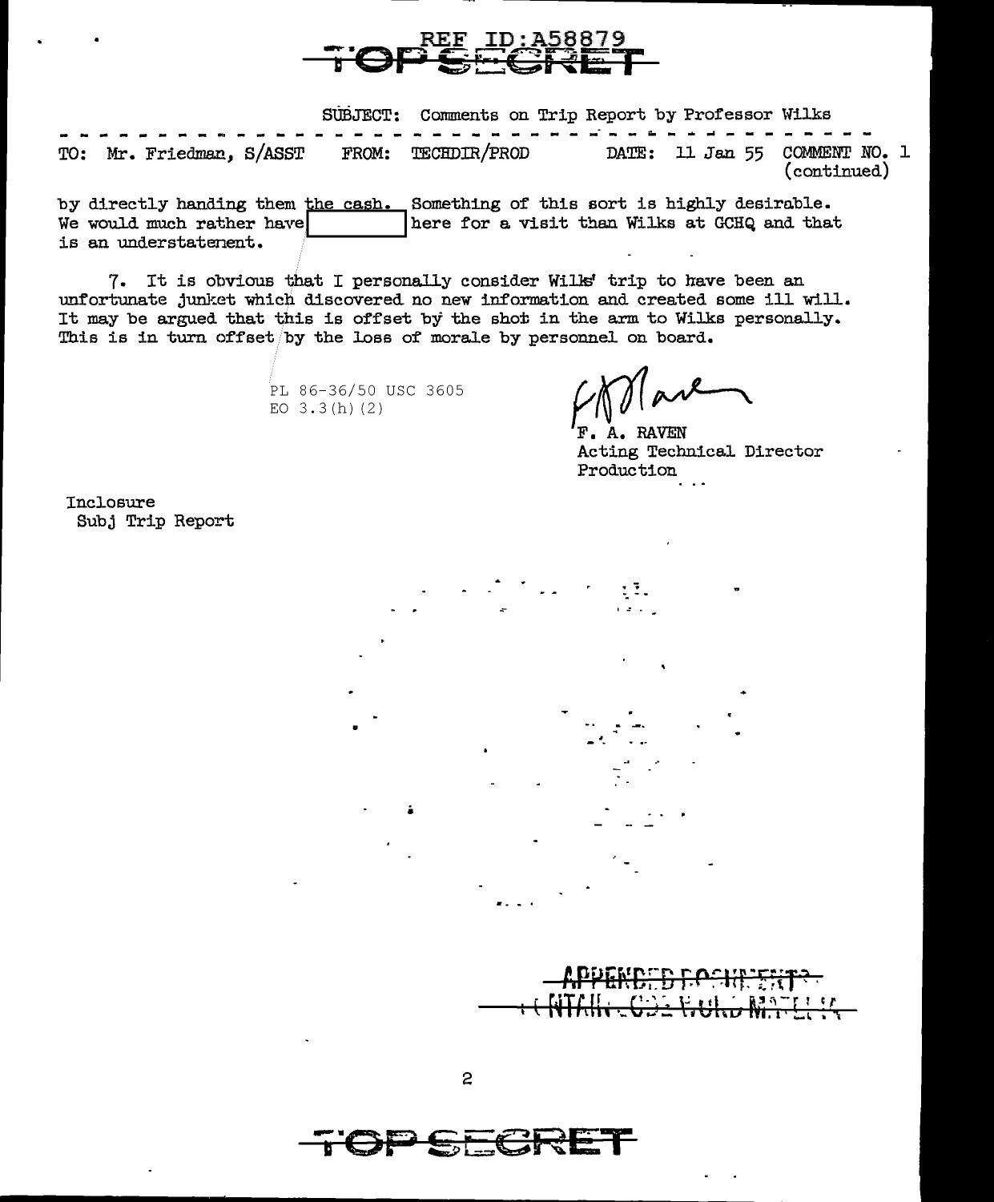REF ID:A58879

TOP SECRET

SUBJECT: Comments on Trip Report by Professor Wilks

TO: Mr. Friedman, S/ASST FROM: TECHDIR/PROD DATE: 11 Jan 55 COMMENT NO. 1 (continued)

by directly handing them the cash. Something of this sort is highly desirable. We would much rather have [ ] here for a visit than Wilks at GCHQ and that is an understatenent.

7. It is obvious that I personally consider Wilks' trip to have been an unfortunate junket which discovered no new information and created some ill will. It may be argued that this is offset by the shot in the arm to Wilks personally. This is in turn offset by the loss of morale by personnel on board.

PL 86-36/50 USC 3605
EO 3.3(h)(2)

F. A. RAVEN
Acting Technical Director
Production

Inclosure
Subj Trip Report

APPENDED DOCUMENTS
CONTAIN CODE WORD MATERIAL

TOP SECRET